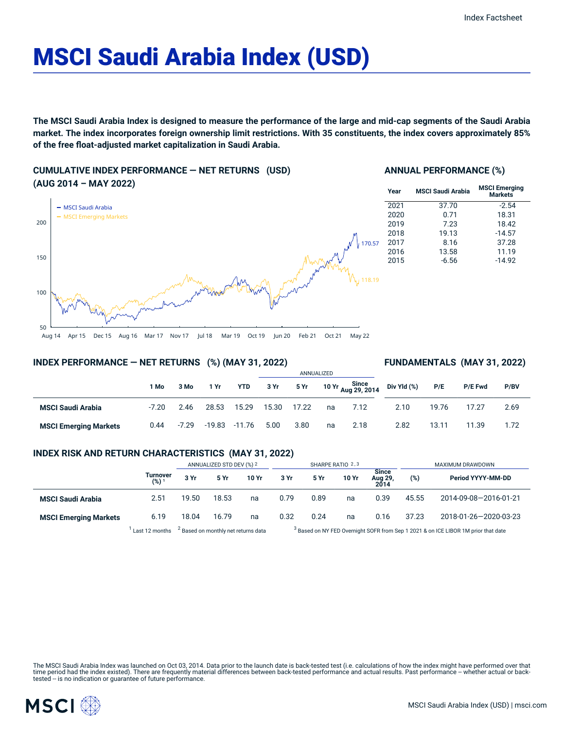# MSCI Saudi Arabia Index (USD)

**The MSCI Saudi Arabia Index is designed to measure the performance of the large and mid-cap segments of the Saudi Arabia market. The index incorporates foreign ownership limit restrictions. With 35 constituents, the index covers approximately 85% of the free float-adjusted market capitalization in Saudi Arabia.**

## CUMULATIVE INDEX PERFORMANCE — NET RETURNS (USD) (AUG 2014 – MAY 2022)

- MSCI Saudi Arabia: 170.57
- MSCI Emerging Markets: 118.19

## ANNUAL PERFORMANCE (%)

| Year | MSCI Saudi Arabia | MSCI Emerging Markets |
|---|---|---|
| 2021 | 37.70 | -2.54 |
| 2020 | 0.71 | 18.31 |
| 2019 | 7.23 | 18.42 |
| 2018 | 19.13 | -14.57 |
| 2017 | 8.16 | 37.28 |
| 2016 | 13.58 | 11.19 |
| 2015 | -6.56 | -14.92 |

## INDEX PERFORMANCE — NET RETURNS (%) (MAY 31, 2022)

| | | | | | ANNUALIZED | | | |
|---|---|---|---|---|---|---|---|---|
| | 1 Mo | 3 Mo | 1 Yr | YTD | 3 Yr | 5 Yr | 10 Yr | Since Aug 29, 2014 |
| **MSCI Saudi Arabia** | -7.20 | 2.46 | 28.53 | 15.29 | 15.30 | 17.22 | na | 7.12 |
| **MSCI Emerging Markets** | 0.44 | -7.29 | -19.83 | -11.76 | 5.00 | 3.80 | na | 2.18 |

## FUNDAMENTALS (MAY 31, 2022)

| | Div Yld (%) | P/E | P/E Fwd | P/BV |
|---|---|---|---|---|
| **MSCI Saudi Arabia** | 2.10 | 19.76 | 17.27 | 2.69 |
| **MSCI Emerging Markets** | 2.82 | 13.11 | 11.39 | 1.72 |

## INDEX RISK AND RETURN CHARACTERISTICS (MAY 31, 2022)

| | | ANNUALIZED STD DEV (%) [2] | | | SHARPE RATIO [2,3] | | | | MAXIMUM DRAWDOWN | |
|---|---|---|---|---|---|---|---|---|---|---|
| | Turnover (%) [1] | 3 Yr | 5 Yr | 10 Yr | 3 Yr | 5 Yr | 10 Yr | Since Aug 29, 2014 | (%) | Period YYYY-MM-DD |
| **MSCI Saudi Arabia** | 2.51 | 19.50 | 18.53 | na | 0.79 | 0.89 | na | 0.39 | 45.55 | 2014-09-08—2016-01-21 |
| **MSCI Emerging Markets** | 6.19 | 18.04 | 16.79 | na | 0.32 | 0.24 | na | 0.16 | 37.23 | 2018-01-26—2020-03-23 |

[1] Last 12 months [2] Based on monthly net returns data [3] Based on NY FED Overnight SOFR from Sep 1 2021 & on ICE LIBOR 1M prior that date

The MSCI Saudi Arabia Index was launched on Oct 03, 2014. Data prior to the launch date is back-tested test (i.e. calculations of how the index might have performed over that time period had the index existed). There are frequently material differences between back-tested performance and actual results. Past performance -- whether actual or back-tested -- is no indication or guarantee of future performance.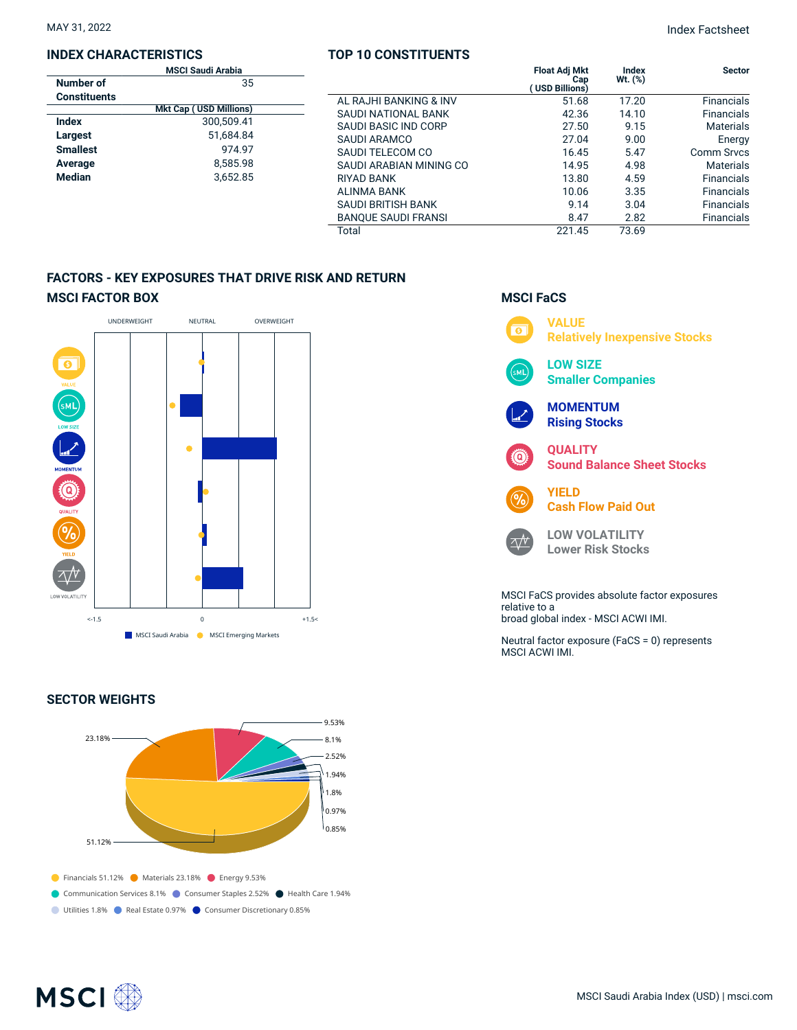MAY 31, 2022

Index Factsheet

## INDEX CHARACTERISTICS

| | MSCI Saudi Arabia |
|---|---|
| **Number of Constituents** | 35 |
| | **Mkt Cap ( USD Millions)** |
| **Index** | 300,509.41 |
| **Largest** | 51,684.84 |
| **Smallest** | 974.97 |
| **Average** | 8,585.98 |
| **Median** | 3,652.85 |

## TOP 10 CONSTITUENTS

| | Float Adj Mkt Cap ( USD Billions) | Index Wt. (%) | Sector |
|---|---|---|---|
| AL RAJHI BANKING & INV | 51.68 | 17.20 | Financials |
| SAUDI NATIONAL BANK | 42.36 | 14.10 | Financials |
| SAUDI BASIC IND CORP | 27.50 | 9.15 | Materials |
| SAUDI ARAMCO | 27.04 | 9.00 | Energy |
| SAUDI TELECOM CO | 16.45 | 5.47 | Comm Srvcs |
| SAUDI ARABIAN MINING CO | 14.95 | 4.98 | Materials |
| RIYAD BANK | 13.80 | 4.59 | Financials |
| ALINMA BANK | 10.06 | 3.35 | Financials |
| SAUDI BRITISH BANK | 9.14 | 3.04 | Financials |
| BANQUE SAUDI FRANSI | 8.47 | 2.82 | Financials |
| Total | 221.45 | 73.69 | |

## FACTORS - KEY EXPOSURES THAT DRIVE RISK AND RETURN

### MSCI FACTOR BOX

UNDERWEIGHT | NEUTRAL | OVERWEIGHT

VALUE, LOW SIZE, MOMENTUM, QUALITY, YIELD, LOW VOLATILITY

<-1.5 | 0 | +1.5<

MSCI Saudi Arabia | MSCI Emerging Markets

### MSCI FaCS

**VALUE**
Relatively Inexpensive Stocks

**LOW SIZE**
Smaller Companies

**MOMENTUM**
Rising Stocks

**QUALITY**
Sound Balance Sheet Stocks

**YIELD**
Cash Flow Paid Out

**LOW VOLATILITY**
Lower Risk Stocks

MSCI FaCS provides absolute factor exposures relative to a broad global index - MSCI ACWI IMI.

Neutral factor exposure (FaCS = 0) represents MSCI ACWI IMI.

## SECTOR WEIGHTS

- Financials 51.12%
- Materials 23.18%
- Energy 9.53%
- Communication Services 8.1%
- Consumer Staples 2.52%
- Health Care 1.94%
- Utilities 1.8%
- Real Estate 0.97%
- Consumer Discretionary 0.85%

MSCI Saudi Arabia Index (USD) | msci.com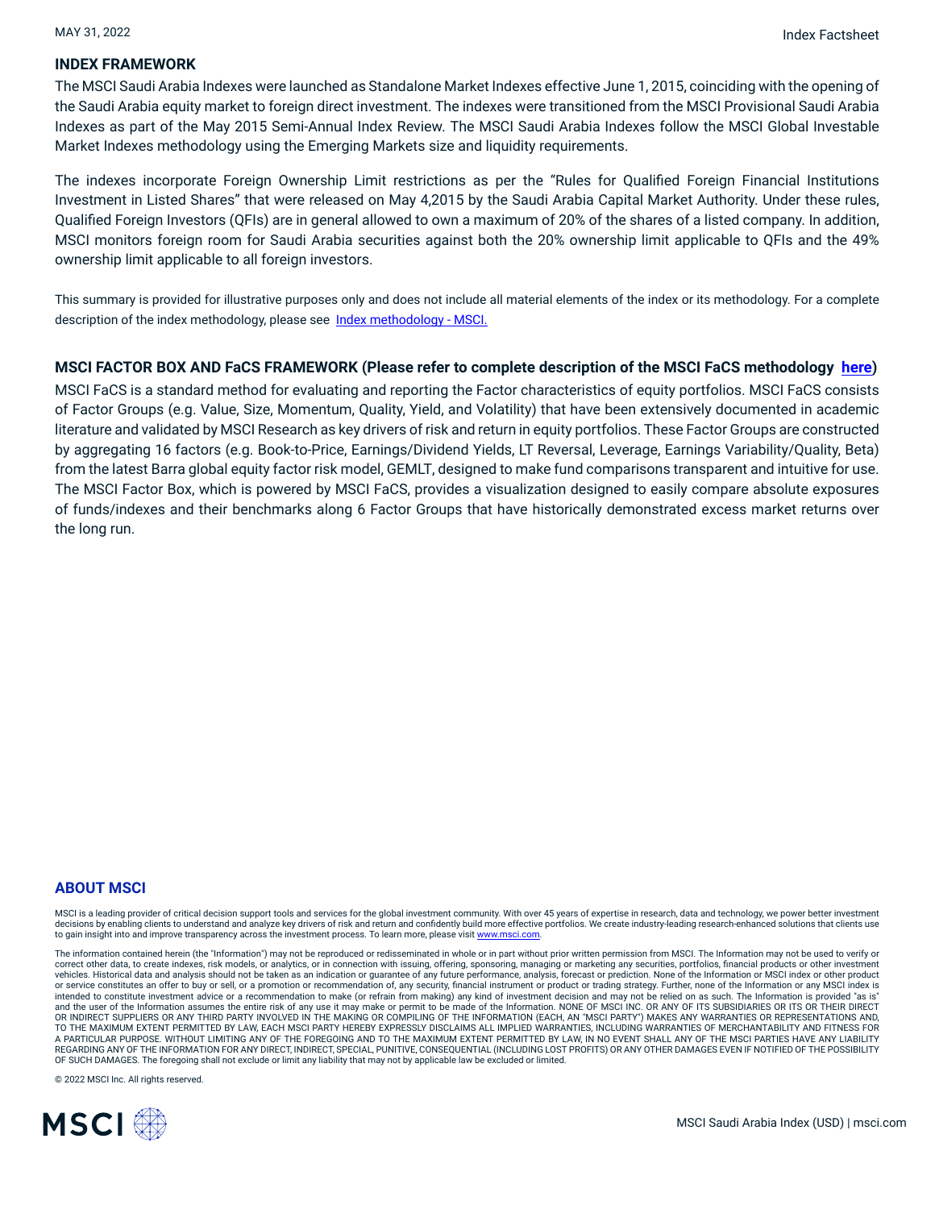## INDEX FRAMEWORK

The MSCI Saudi Arabia Indexes were launched as Standalone Market Indexes effective June 1, 2015, coinciding with the opening of the Saudi Arabia equity market to foreign direct investment. The indexes were transitioned from the MSCI Provisional Saudi Arabia Indexes as part of the May 2015 Semi-Annual Index Review. The MSCI Saudi Arabia Indexes follow the MSCI Global Investable Market Indexes methodology using the Emerging Markets size and liquidity requirements.

The indexes incorporate Foreign Ownership Limit restrictions as per the "Rules for Qualified Foreign Financial Institutions Investment in Listed Shares" that were released on May 4,2015 by the Saudi Arabia Capital Market Authority. Under these rules, Qualified Foreign Investors (QFIs) are in general allowed to own a maximum of 20% of the shares of a listed company. In addition, MSCI monitors foreign room for Saudi Arabia securities against both the 20% ownership limit applicable to QFIs and the 49% ownership limit applicable to all foreign investors.

This summary is provided for illustrative purposes only and does not include all material elements of the index or its methodology. For a complete description of the index methodology, please see [Index methodology - MSCI.]

## MSCI FACTOR BOX AND FaCS FRAMEWORK (Please refer to complete description of the MSCI FaCS methodology [here])

MSCI FaCS is a standard method for evaluating and reporting the Factor characteristics of equity portfolios. MSCI FaCS consists of Factor Groups (e.g. Value, Size, Momentum, Quality, Yield, and Volatility) that have been extensively documented in academic literature and validated by MSCI Research as key drivers of risk and return in equity portfolios. These Factor Groups are constructed by aggregating 16 factors (e.g. Book-to-Price, Earnings/Dividend Yields, LT Reversal, Leverage, Earnings Variability/Quality, Beta) from the latest Barra global equity factor risk model, GEMLT, designed to make fund comparisons transparent and intuitive for use. The MSCI Factor Box, which is powered by MSCI FaCS, provides a visualization designed to easily compare absolute exposures of funds/indexes and their benchmarks along 6 Factor Groups that have historically demonstrated excess market returns over the long run.

## ABOUT MSCI

MSCI is a leading provider of critical decision support tools and services for the global investment community. With over 45 years of expertise in research, data and technology, we power better investment decisions by enabling clients to understand and analyze key drivers of risk and return and confidently build more effective portfolios. We create industry-leading research-enhanced solutions that clients use to gain insight into and improve transparency across the investment process. To learn more, please visit www.msci.com.

The information contained herein (the "Information") may not be reproduced or redisseminated in whole or in part without prior written permission from MSCI. The Information may not be used to verify or correct other data, to create indexes, risk models, or analytics, or in connection with issuing, offering, sponsoring, managing or marketing any securities, portfolios, financial products or other investment vehicles. Historical data and analysis should not be taken as an indication or guarantee of any future performance, analysis, forecast or prediction. None of the Information or MSCI index or other product or service constitutes an offer to buy or sell, or a promotion or recommendation of, any security, financial instrument or product or trading strategy. Further, none of the Information or any MSCI index is intended to constitute investment advice or a recommendation to make (or refrain from making) any kind of investment decision and may not be relied on as such. The Information is provided "as is" and the user of the Information assumes the entire risk of any use it may make or permit to be made of the Information. NONE OF MSCI INC. OR ANY OF ITS SUBSIDIARIES OR ITS OR THEIR DIRECT OR INDIRECT SUPPLIERS OR ANY THIRD PARTY INVOLVED IN THE MAKING OR COMPILING OF THE INFORMATION (EACH, AN "MSCI PARTY") MAKES ANY WARRANTIES OR REPRESENTATIONS AND, TO THE MAXIMUM EXTENT PERMITTED BY LAW, EACH MSCI PARTY HEREBY EXPRESSLY DISCLAIMS ALL IMPLIED WARRANTIES, INCLUDING WARRANTIES OF MERCHANTABILITY AND FITNESS FOR A PARTICULAR PURPOSE. WITHOUT LIMITING ANY OF THE FOREGOING AND TO THE MAXIMUM EXTENT PERMITTED BY LAW, IN NO EVENT SHALL ANY OF THE MSCI PARTIES HAVE ANY LIABILITY REGARDING ANY OF THE INFORMATION FOR ANY DIRECT, INDIRECT, SPECIAL, PUNITIVE, CONSEQUENTIAL (INCLUDING LOST PROFITS) OR ANY OTHER DAMAGES EVEN IF NOTIFIED OF THE POSSIBILITY OF SUCH DAMAGES. The foregoing shall not exclude or limit any liability that may not by applicable law be excluded or limited.

© 2022 MSCI Inc. All rights reserved.